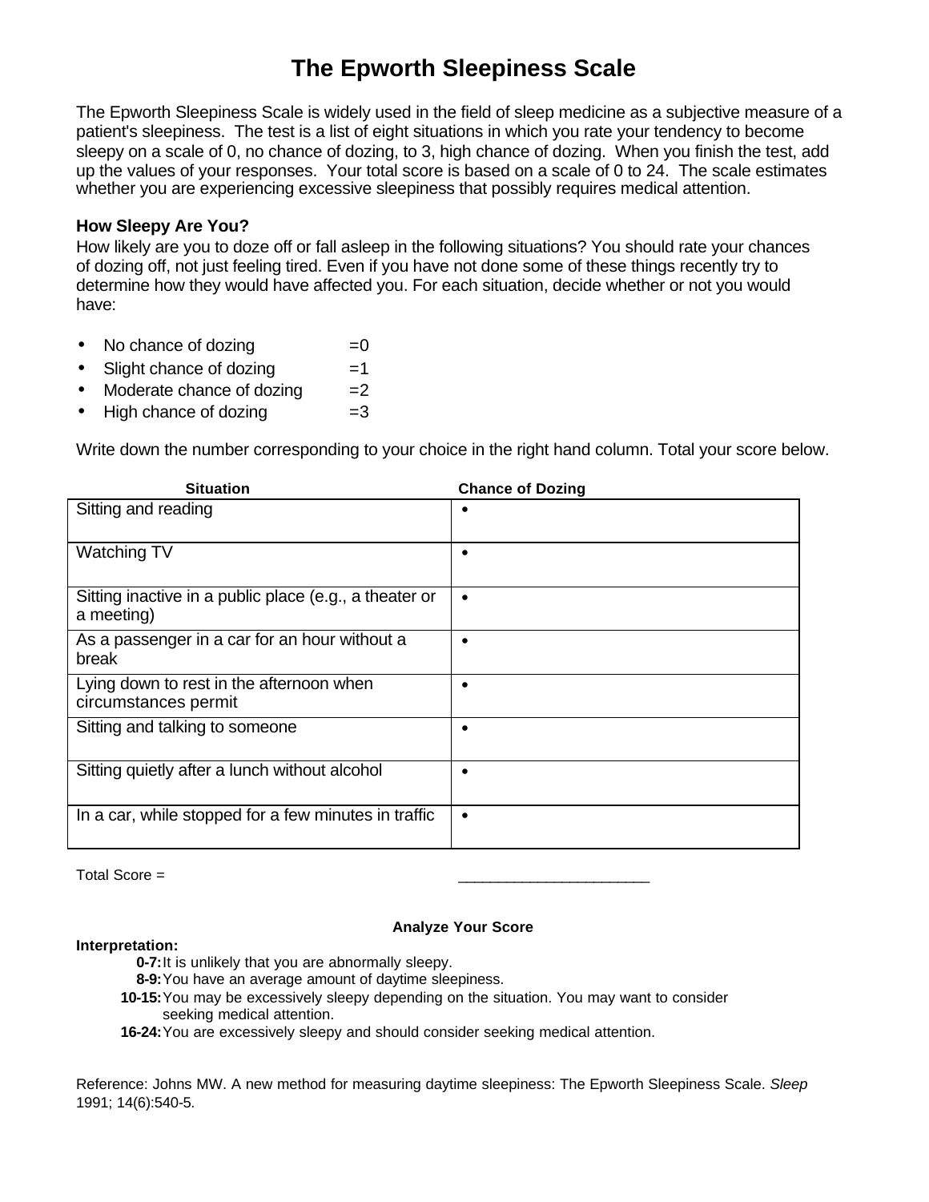# The Epworth Sleepiness Scale

The Epworth Sleepiness Scale is widely used in the field of sleep medicine as a subjective measure of a patient's sleepiness. The test is a list of eight situations in which you rate your tendency to become sleepy on a scale of 0, no chance of dozing, to 3, high chance of dozing. When you finish the test, add up the values of your responses. Your total score is based on a scale of 0 to 24. The scale estimates whether you are experiencing excessive sleepiness that possibly requires medical attention.

**How Sleepy Are You?**

How likely are you to doze off or fall asleep in the following situations? You should rate your chances of dozing off, not just feeling tired. Even if you have not done some of these things recently try to determine how they would have affected you. For each situation, decide whether or not you would have:

- No chance of dozing =0
- Slight chance of dozing =1
- Moderate chance of dozing =2
- High chance of dozing =3

Write down the number corresponding to your choice in the right hand column. Total your score below.

| Situation | Chance of Dozing |
|---|---|
| Sitting and reading | • |
| Watching TV | • |
| Sitting inactive in a public place (e.g., a theater or a meeting) | • |
| As a passenger in a car for an hour without a break | • |
| Lying down to rest in the afternoon when circumstances permit | • |
| Sitting and talking to someone | • |
| Sitting quietly after a lunch without alcohol | • |
| In a car, while stopped for a few minutes in traffic | • |

Total Score = ________________________

**Analyze Your Score**

**Interpretation:**

- **0-7:** It is unlikely that you are abnormally sleepy.
- **8-9:** You have an average amount of daytime sleepiness.
- **10-15:** You may be excessively sleepy depending on the situation. You may want to consider seeking medical attention.
- **16-24:** You are excessively sleepy and should consider seeking medical attention.

Reference: Johns MW. A new method for measuring daytime sleepiness: The Epworth Sleepiness Scale. *Sleep* 1991; 14(6):540-5.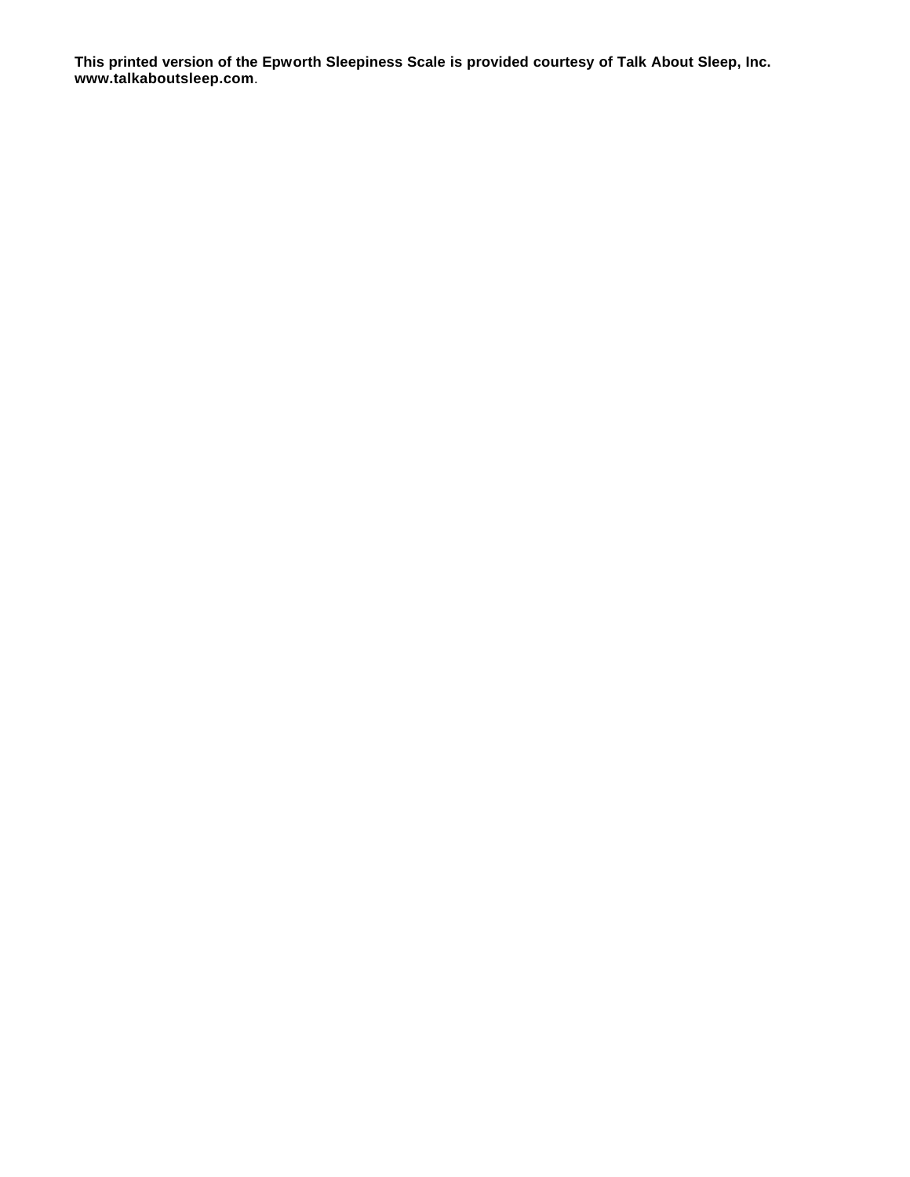**This printed version of the Epworth Sleepiness Scale is provided courtesy of Talk About Sleep, Inc. www.talkaboutsleep.com**.